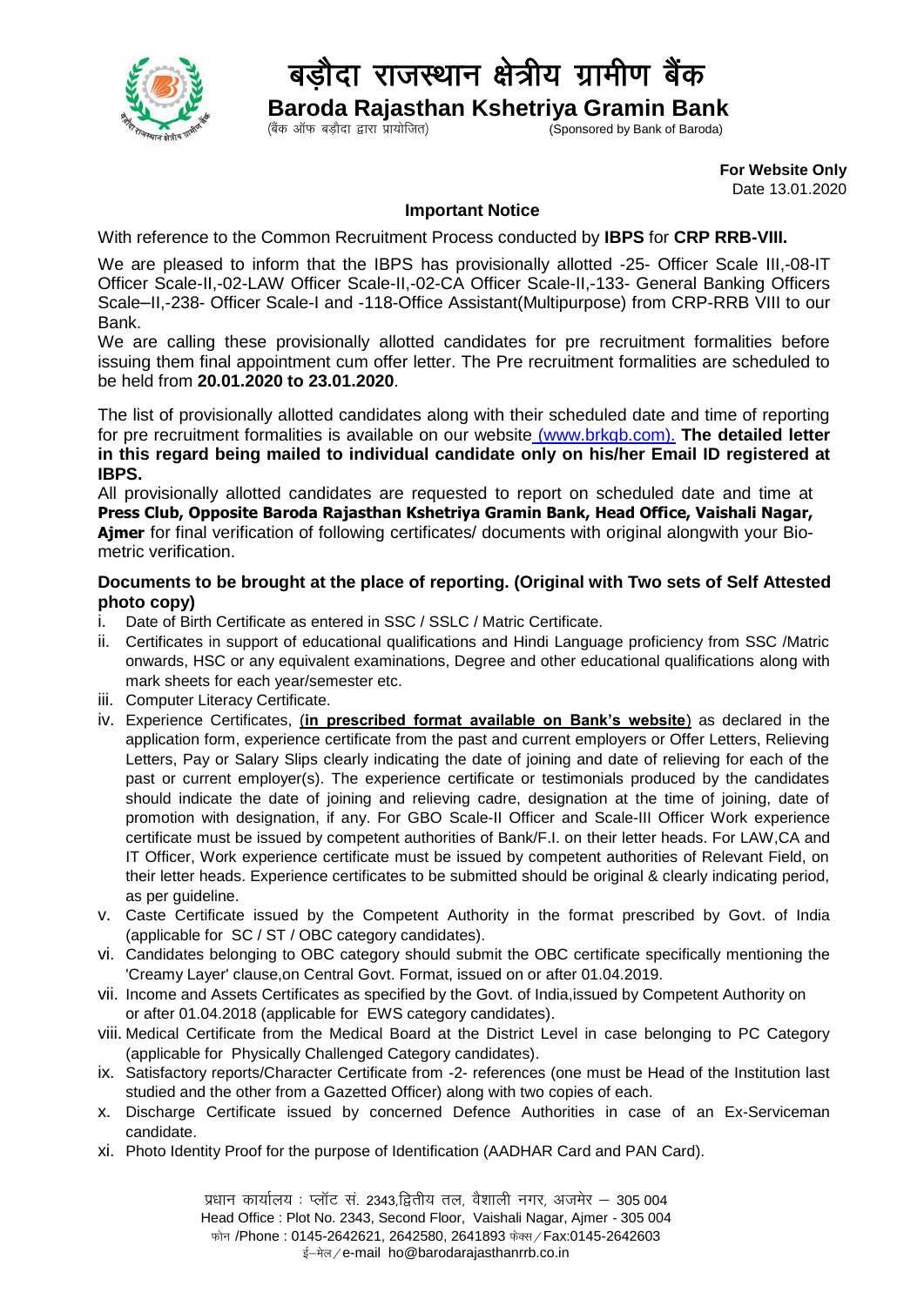# बड़ौदा राजस्थान क्षेत्रीय ग्रामीण बैंक

**Baroda Rajasthan Kshetriya Gramin Bank**

(बैंक ऑफ बड़ौदा द्वारा प्रायोजित) (Sponsored by Bank of Baroda)

**For Website Only**
Date 13.01.2020

## Important Notice

With reference to the Common Recruitment Process conducted by **IBPS** for **CRP RRB-VIII.**

We are pleased to inform that the IBPS has provisionally allotted -25- Officer Scale III,-08-IT Officer Scale-II,-02-LAW Officer Scale-II,-02-CA Officer Scale-II,-133- General Banking Officers Scale–II,-238- Officer Scale-I and -118-Office Assistant(Multipurpose) from CRP-RRB VIII to our Bank.

We are calling these provisionally allotted candidates for pre recruitment formalities before issuing them final appointment cum offer letter. The Pre recruitment formalities are scheduled to be held from **20.01.2020 to 23.01.2020**.

The list of provisionally allotted candidates along with their scheduled date and time of reporting for pre recruitment formalities is available on our website (www.brkgb.com). **The detailed letter in this regard being mailed to individual candidate only on his/her Email ID registered at IBPS.**

All provisionally allotted candidates are requested to report on scheduled date and time at **Press Club, Opposite Baroda Rajasthan Kshetriya Gramin Bank, Head Office, Vaishali Nagar, Ajmer** for final verification of following certificates/ documents with original alongwith your Bio-metric verification.

**Documents to be brought at the place of reporting. (Original with Two sets of Self Attested photo copy)**

i. Date of Birth Certificate as entered in SSC / SSLC / Matric Certificate.
ii. Certificates in support of educational qualifications and Hindi Language proficiency from SSC /Matric onwards, HSC or any equivalent examinations, Degree and other educational qualifications along with mark sheets for each year/semester etc.
iii. Computer Literacy Certificate.
iv. Experience Certificates, (**in prescribed format available on Bank's website**) as declared in the application form, experience certificate from the past and current employers or Offer Letters, Relieving Letters, Pay or Salary Slips clearly indicating the date of joining and date of relieving for each of the past or current employer(s). The experience certificate or testimonials produced by the candidates should indicate the date of joining and relieving cadre, designation at the time of joining, date of promotion with designation, if any. For GBO Scale-II Officer and Scale-III Officer Work experience certificate must be issued by competent authorities of Bank/F.I. on their letter heads. For LAW,CA and IT Officer, Work experience certificate must be issued by competent authorities of Relevant Field, on their letter heads. Experience certificates to be submitted should be original & clearly indicating period, as per guideline.
v. Caste Certificate issued by the Competent Authority in the format prescribed by Govt. of India (applicable for SC / ST / OBC category candidates).
vi. Candidates belonging to OBC category should submit the OBC certificate specifically mentioning the 'Creamy Layer' clause,on Central Govt. Format, issued on or after 01.04.2019.
vii. Income and Assets Certificates as specified by the Govt. of India,issued by Competent Authority on or after 01.04.2018 (applicable for EWS category candidates).
viii. Medical Certificate from the Medical Board at the District Level in case belonging to PC Category (applicable for Physically Challenged Category candidates).
ix. Satisfactory reports/Character Certificate from -2- references (one must be Head of the Institution last studied and the other from a Gazetted Officer) along with two copies of each.
x. Discharge Certificate issued by concerned Defence Authorities in case of an Ex-Serviceman candidate.
xi. Photo Identity Proof for the purpose of Identification (AADHAR Card and PAN Card).

प्रधान कार्यालय : प्लॉट सं. 2343,द्वितीय तल, वैशाली नगर, अजमेर – 305 004
Head Office : Plot No. 2343, Second Floor, Vaishali Nagar, Ajmer - 305 004
फोन /Phone : 0145-2642621, 2642580, 2641893 फेक्स / Fax:0145-2642603
ई–मेल / e-mail ho@barodarajasthanrrb.co.in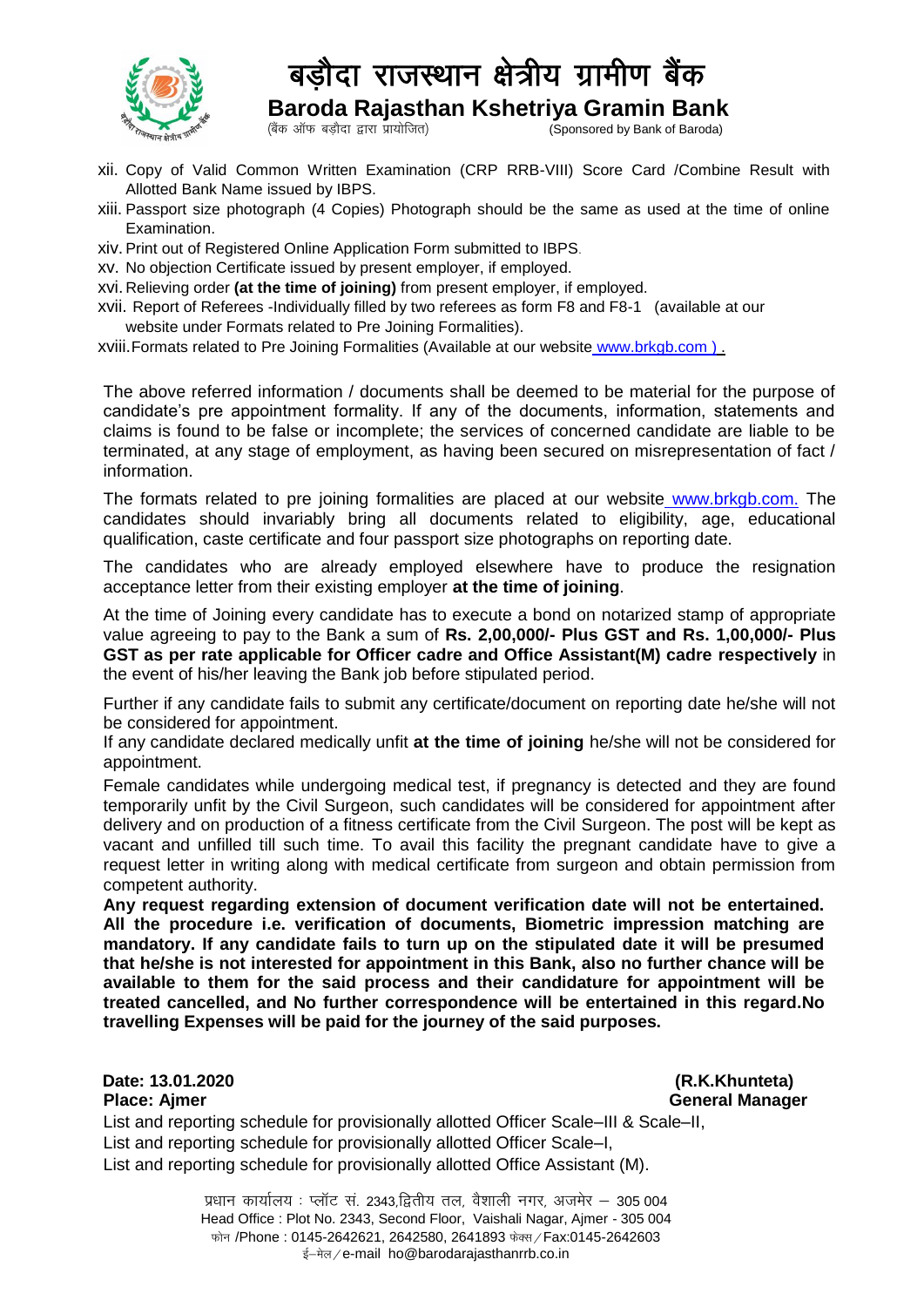# बड़ौदा राजस्थान क्षेत्रीय ग्रामीण बैंक

**Baroda Rajasthan Kshetriya Gramin Bank**

(बैंक ऑफ बड़ौदा द्वारा प्रायोजित) (Sponsored by Bank of Baroda)

xii. Copy of Valid Common Written Examination (CRP RRB-VIII) Score Card /Combine Result with Allotted Bank Name issued by IBPS.

xiii. Passport size photograph (4 Copies) Photograph should be the same as used at the time of online Examination.

xiv. Print out of Registered Online Application Form submitted to IBPS.

xv. No objection Certificate issued by present employer, if employed.

xvi. Relieving order **(at the time of joining)** from present employer, if employed.

xvii. Report of Referees -Individually filled by two referees as form F8 and F8-1 (available at our website under Formats related to Pre Joining Formalities).

xviii. Formats related to Pre Joining Formalities (Available at our website www.brkgb.com ) .

The above referred information / documents shall be deemed to be material for the purpose of candidate's pre appointment formality. If any of the documents, information, statements and claims is found to be false or incomplete; the services of concerned candidate are liable to be terminated, at any stage of employment, as having been secured on misrepresentation of fact / information.

The formats related to pre joining formalities are placed at our website www.brkgb.com. The candidates should invariably bring all documents related to eligibility, age, educational qualification, caste certificate and four passport size photographs on reporting date.

The candidates who are already employed elsewhere have to produce the resignation acceptance letter from their existing employer **at the time of joining**.

At the time of Joining every candidate has to execute a bond on notarized stamp of appropriate value agreeing to pay to the Bank a sum of **Rs. 2,00,000/- Plus GST and Rs. 1,00,000/- Plus GST as per rate applicable for Officer cadre and Office Assistant(M) cadre respectively** in the event of his/her leaving the Bank job before stipulated period.

Further if any candidate fails to submit any certificate/document on reporting date he/she will not be considered for appointment.

If any candidate declared medically unfit **at the time of joining** he/she will not be considered for appointment.

Female candidates while undergoing medical test, if pregnancy is detected and they are found temporarily unfit by the Civil Surgeon, such candidates will be considered for appointment after delivery and on production of a fitness certificate from the Civil Surgeon. The post will be kept as vacant and unfilled till such time. To avail this facility the pregnant candidate have to give a request letter in writing along with medical certificate from surgeon and obtain permission from competent authority.

**Any request regarding extension of document verification date will not be entertained. All the procedure i.e. verification of documents, Biometric impression matching are mandatory. If any candidate fails to turn up on the stipulated date it will be presumed that he/she is not interested for appointment in this Bank, also no further chance will be available to them for the said process and their candidature for appointment will be treated cancelled, and No further correspondence will be entertained in this regard.No travelling Expenses will be paid for the journey of the said purposes.**

**Date: 13.01.2020** **(R.K.Khunteta)**

**Place: Ajmer** **General Manager**

List and reporting schedule for provisionally allotted Officer Scale–III & Scale–II,

List and reporting schedule for provisionally allotted Officer Scale–I,

List and reporting schedule for provisionally allotted Office Assistant (M).

प्रधान कार्यालय : प्लॉट सं. 2343,द्वितीय तल, वैशाली नगर, अजमेर – 305 004

Head Office : Plot No. 2343, Second Floor, Vaishali Nagar, Ajmer - 305 004

फोन /Phone : 0145-2642621, 2642580, 2641893 फेक्स / Fax:0145-2642603

ई–मेल / e-mail ho@barodarajasthanrrb.co.in